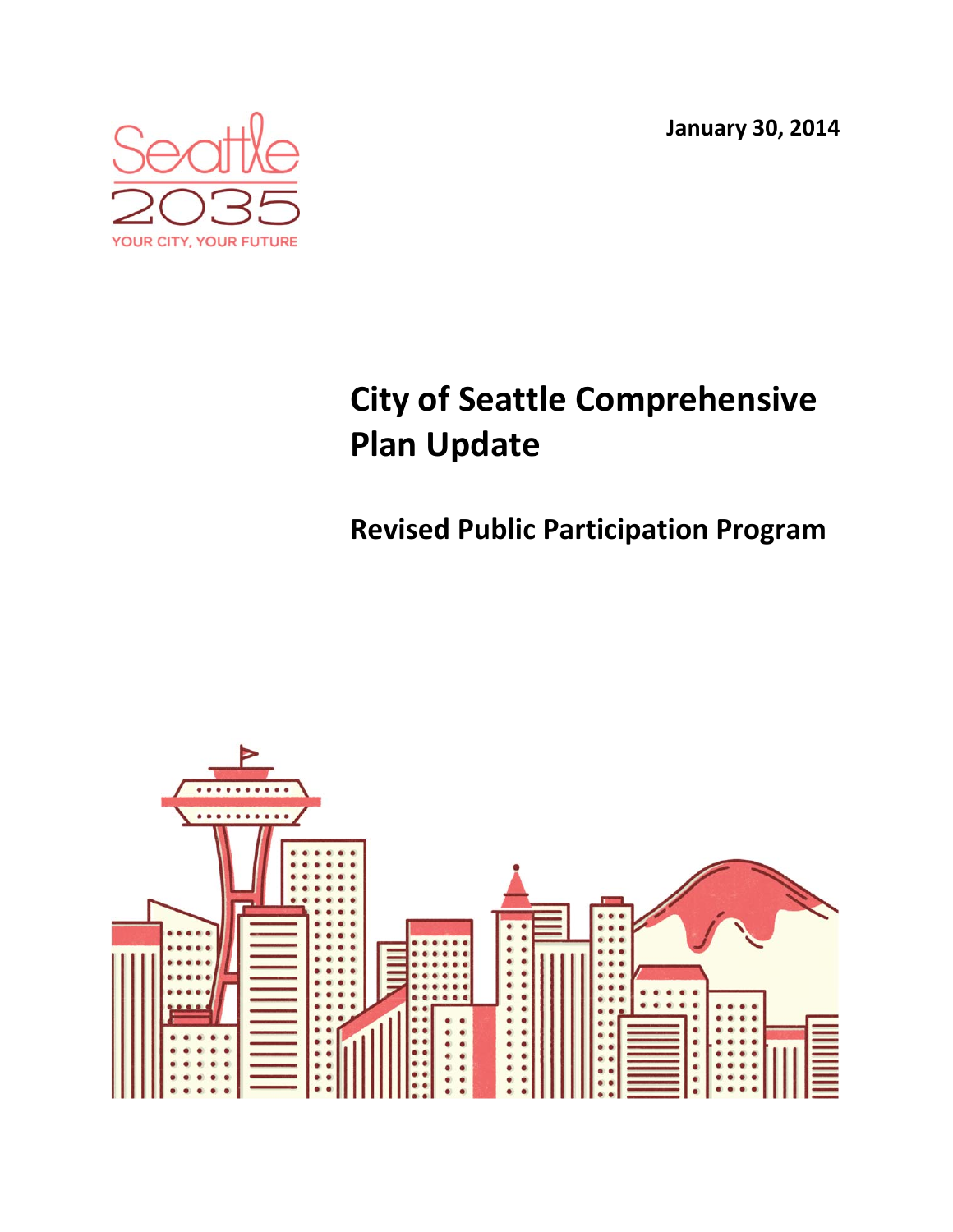Seattle 2035

YOUR CITY, YOUR FUTURE

**January 30, 2014**

# City of Seattle Comprehensive Plan Update

## Revised Public Participation Program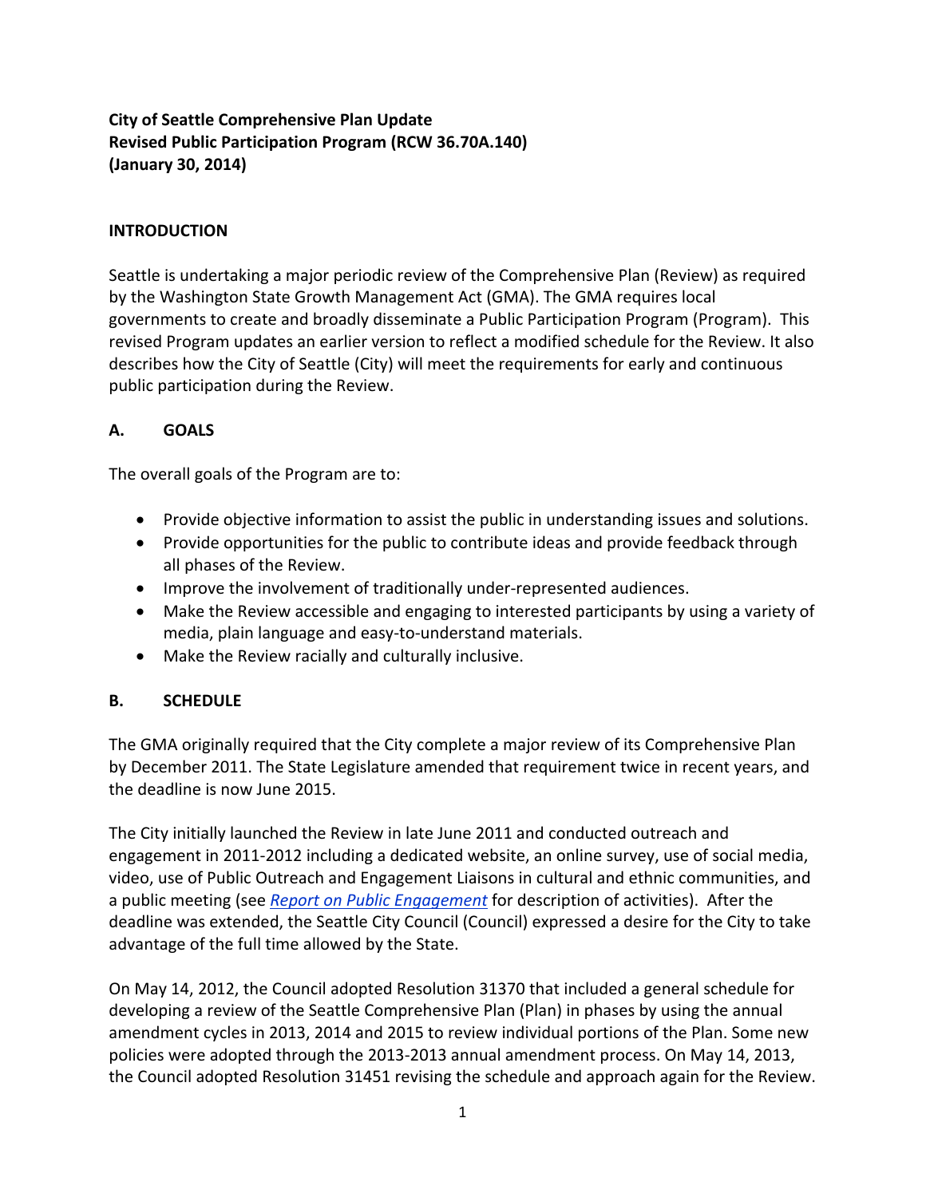**City of Seattle Comprehensive Plan Update**
**Revised Public Participation Program (RCW 36.70A.140)**
**(January 30, 2014)**

## INTRODUCTION

Seattle is undertaking a major periodic review of the Comprehensive Plan (Review) as required by the Washington State Growth Management Act (GMA). The GMA requires local governments to create and broadly disseminate a Public Participation Program (Program). This revised Program updates an earlier version to reflect a modified schedule for the Review. It also describes how the City of Seattle (City) will meet the requirements for early and continuous public participation during the Review.

## A. GOALS

The overall goals of the Program are to:

- Provide objective information to assist the public in understanding issues and solutions.
- Provide opportunities for the public to contribute ideas and provide feedback through all phases of the Review.
- Improve the involvement of traditionally under-represented audiences.
- Make the Review accessible and engaging to interested participants by using a variety of media, plain language and easy-to-understand materials.
- Make the Review racially and culturally inclusive.

## B. SCHEDULE

The GMA originally required that the City complete a major review of its Comprehensive Plan by December 2011. The State Legislature amended that requirement twice in recent years, and the deadline is now June 2015.

The City initially launched the Review in late June 2011 and conducted outreach and engagement in 2011-2012 including a dedicated website, an online survey, use of social media, video, use of Public Outreach and Engagement Liaisons in cultural and ethnic communities, and a public meeting (see *Report on Public Engagement* for description of activities). After the deadline was extended, the Seattle City Council (Council) expressed a desire for the City to take advantage of the full time allowed by the State.

On May 14, 2012, the Council adopted Resolution 31370 that included a general schedule for developing a review of the Seattle Comprehensive Plan (Plan) in phases by using the annual amendment cycles in 2013, 2014 and 2015 to review individual portions of the Plan. Some new policies were adopted through the 2013-2013 annual amendment process. On May 14, 2013, the Council adopted Resolution 31451 revising the schedule and approach again for the Review.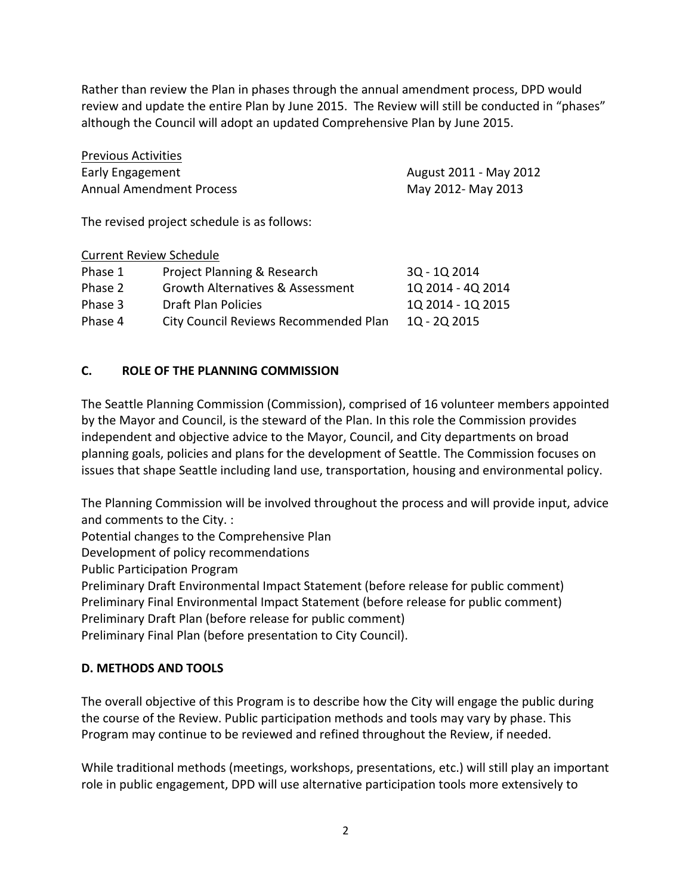Rather than review the Plan in phases through the annual amendment process, DPD would review and update the entire Plan by June 2015. The Review will still be conducted in "phases" although the Council will adopt an updated Comprehensive Plan by June 2015.

<u>Previous Activities</u>

| | |
|---|---|
| Early Engagement | August 2011 - May 2012 |
| Annual Amendment Process | May 2012- May 2013 |

The revised project schedule is as follows:

<u>Current Review Schedule</u>

| | | |
|---|---|---|
| Phase 1 | Project Planning & Research | 3Q - 1Q 2014 |
| Phase 2 | Growth Alternatives & Assessment | 1Q 2014 - 4Q 2014 |
| Phase 3 | Draft Plan Policies | 1Q 2014 - 1Q 2015 |
| Phase 4 | City Council Reviews Recommended Plan | 1Q - 2Q 2015 |

## C. ROLE OF THE PLANNING COMMISSION

The Seattle Planning Commission (Commission), comprised of 16 volunteer members appointed by the Mayor and Council, is the steward of the Plan. In this role the Commission provides independent and objective advice to the Mayor, Council, and City departments on broad planning goals, policies and plans for the development of Seattle. The Commission focuses on issues that shape Seattle including land use, transportation, housing and environmental policy.

The Planning Commission will be involved throughout the process and will provide input, advice and comments to the City. :

Potential changes to the Comprehensive Plan
Development of policy recommendations
Public Participation Program
Preliminary Draft Environmental Impact Statement (before release for public comment)
Preliminary Final Environmental Impact Statement (before release for public comment)
Preliminary Draft Plan (before release for public comment)
Preliminary Final Plan (before presentation to City Council).

## D. METHODS AND TOOLS

The overall objective of this Program is to describe how the City will engage the public during the course of the Review. Public participation methods and tools may vary by phase. This Program may continue to be reviewed and refined throughout the Review, if needed.

While traditional methods (meetings, workshops, presentations, etc.) will still play an important role in public engagement, DPD will use alternative participation tools more extensively to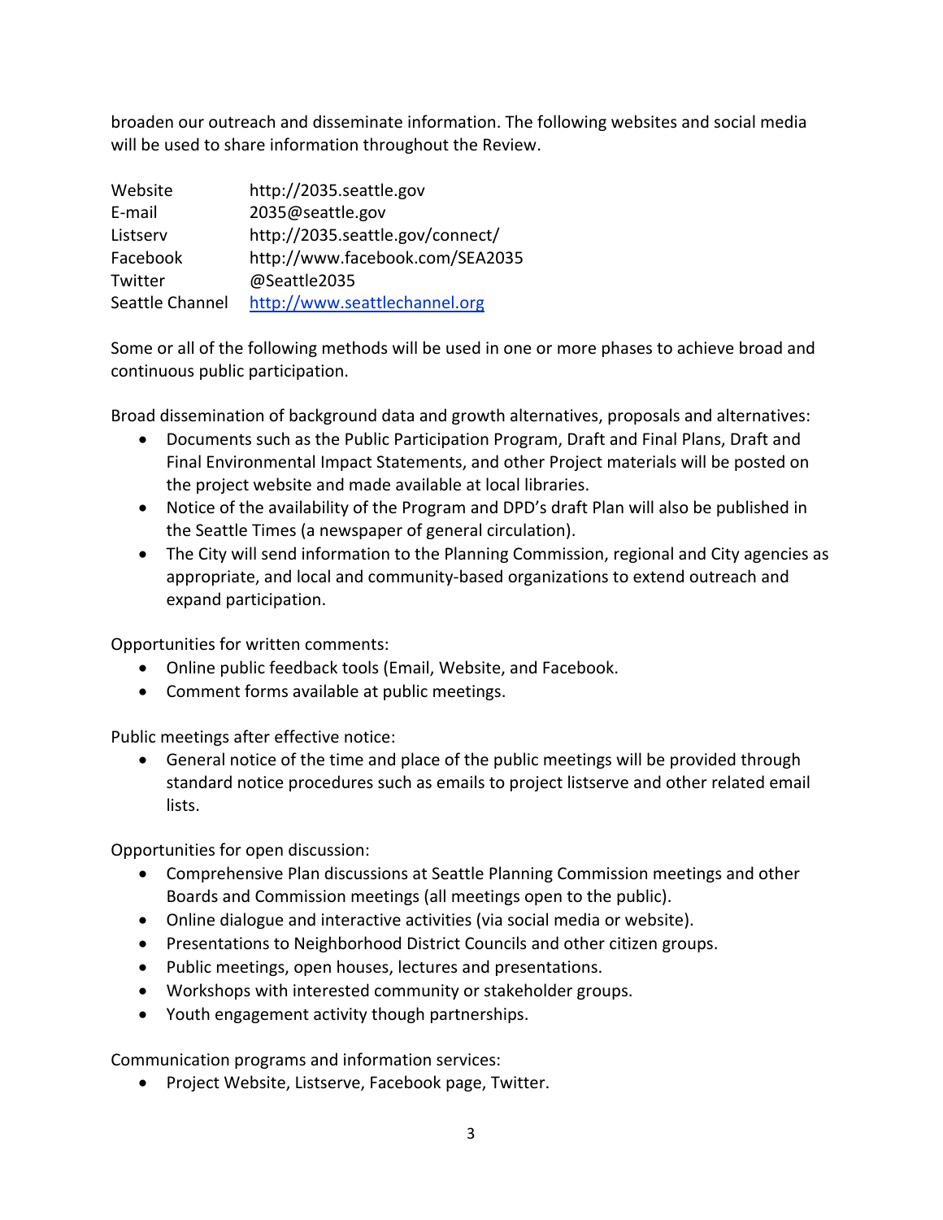broaden our outreach and disseminate information. The following websites and social media will be used to share information throughout the Review.

| | |
|---|---|
| Website | http://2035.seattle.gov |
| E-mail | 2035@seattle.gov |
| Listserv | http://2035.seattle.gov/connect/ |
| Facebook | http://www.facebook.com/SEA2035 |
| Twitter | @Seattle2035 |
| Seattle Channel | http://www.seattlechannel.org |

Some or all of the following methods will be used in one or more phases to achieve broad and continuous public participation.

Broad dissemination of background data and growth alternatives, proposals and alternatives:

- Documents such as the Public Participation Program, Draft and Final Plans, Draft and Final Environmental Impact Statements, and other Project materials will be posted on the project website and made available at local libraries.
- Notice of the availability of the Program and DPD's draft Plan will also be published in the Seattle Times (a newspaper of general circulation).
- The City will send information to the Planning Commission, regional and City agencies as appropriate, and local and community-based organizations to extend outreach and expand participation.

Opportunities for written comments:

- Online public feedback tools (Email, Website, and Facebook.
- Comment forms available at public meetings.

Public meetings after effective notice:

- General notice of the time and place of the public meetings will be provided through standard notice procedures such as emails to project listserve and other related email lists.

Opportunities for open discussion:

- Comprehensive Plan discussions at Seattle Planning Commission meetings and other Boards and Commission meetings (all meetings open to the public).
- Online dialogue and interactive activities (via social media or website).
- Presentations to Neighborhood District Councils and other citizen groups.
- Public meetings, open houses, lectures and presentations.
- Workshops with interested community or stakeholder groups.
- Youth engagement activity though partnerships.

Communication programs and information services:

- Project Website, Listserve, Facebook page, Twitter.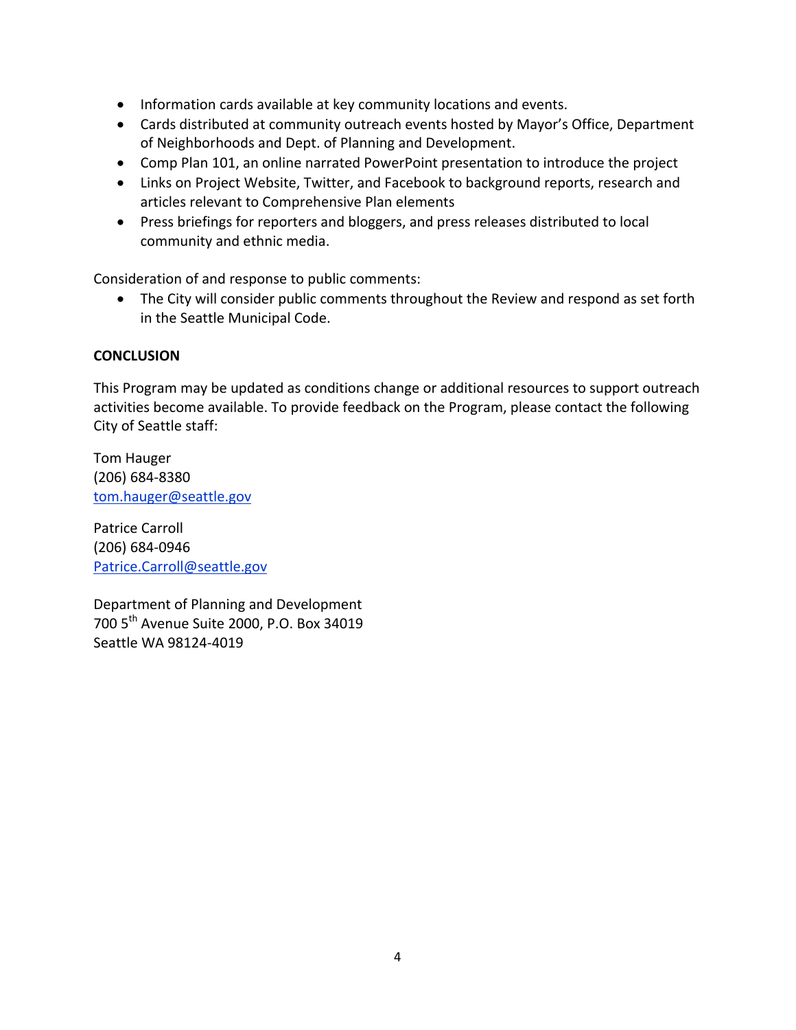- Information cards available at key community locations and events.
- Cards distributed at community outreach events hosted by Mayor's Office, Department of Neighborhoods and Dept. of Planning and Development.
- Comp Plan 101, an online narrated PowerPoint presentation to introduce the project
- Links on Project Website, Twitter, and Facebook to background reports, research and articles relevant to Comprehensive Plan elements
- Press briefings for reporters and bloggers, and press releases distributed to local community and ethnic media.

Consideration of and response to public comments:

- The City will consider public comments throughout the Review and respond as set forth in the Seattle Municipal Code.

**CONCLUSION**

This Program may be updated as conditions change or additional resources to support outreach activities become available. To provide feedback on the Program, please contact the following City of Seattle staff:

Tom Hauger
(206) 684-8380
tom.hauger@seattle.gov

Patrice Carroll
(206) 684-0946
Patrice.Carroll@seattle.gov

Department of Planning and Development
700 5th Avenue Suite 2000, P.O. Box 34019
Seattle WA 98124-4019